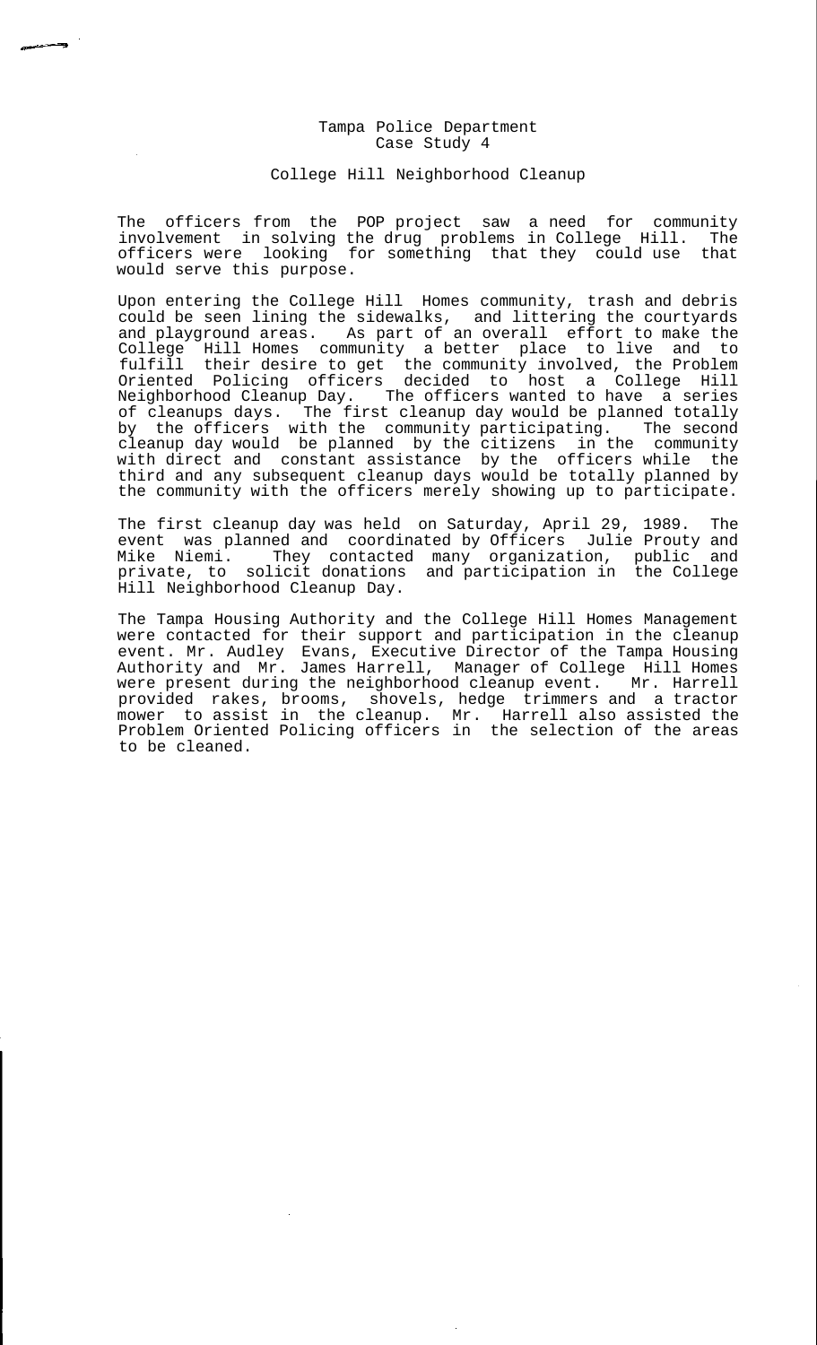# Tampa Police Department
## Case Study 4

### College Hill Neighborhood Cleanup

The officers from the POP project saw a need for community involvement in solving the drug problems in College Hill. The officers were looking for something that they could use that would serve this purpose.

Upon entering the College Hill Homes community, trash and debris could be seen lining the sidewalks, and littering the courtyards and playground areas. As part of an overall effort to make the College Hill Homes community a better place to live and to fulfill their desire to get the community involved, the Problem Oriented Policing officers decided to host a College Hill Neighborhood Cleanup Day. The officers wanted to have a series of cleanups days. The first cleanup day would be planned totally by the officers with the community participating. The second cleanup day would be planned by the citizens in the community with direct and constant assistance by the officers while the third and any subsequent cleanup days would be totally planned by the community with the officers merely showing up to participate.

The first cleanup day was held on Saturday, April 29, 1989. The event was planned and coordinated by Officers Julie Prouty and Mike Niemi. They contacted many organization, public and private, to solicit donations and participation in the College Hill Neighborhood Cleanup Day.

The Tampa Housing Authority and the College Hill Homes Management were contacted for their support and participation in the cleanup event. Mr. Audley Evans, Executive Director of the Tampa Housing Authority and Mr. James Harrell, Manager of College Hill Homes were present during the neighborhood cleanup event. Mr. Harrell provided rakes, brooms, shovels, hedge trimmers and a tractor mower to assist in the cleanup. Mr. Harrell also assisted the Problem Oriented Policing officers in the selection of the areas to be cleaned.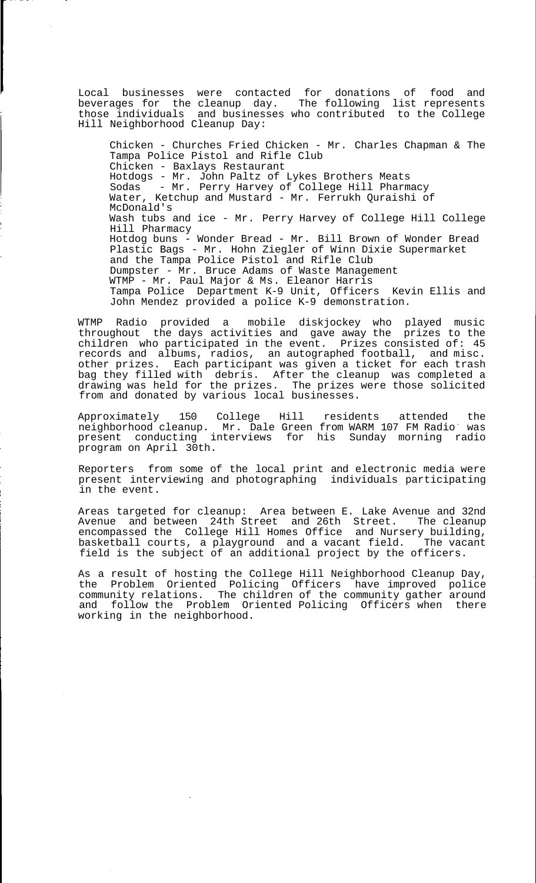Local businesses were contacted for donations of food and beverages for the cleanup day. The following list represents those individuals and businesses who contributed to the College Hill Neighborhood Cleanup Day:

Chicken - Churches Fried Chicken - Mr. Charles Chapman & The Tampa Police Pistol and Rifle Club
Chicken - Baxlays Restaurant
Hotdogs - Mr. John Paltz of Lykes Brothers Meats
Sodas - Mr. Perry Harvey of College Hill Pharmacy
Water, Ketchup and Mustard - Mr. Ferrukh Quraishi of McDonald's
Wash tubs and ice - Mr. Perry Harvey of College Hill College Hill Pharmacy
Hotdog buns - Wonder Bread - Mr. Bill Brown of Wonder Bread
Plastic Bags - Mr. Hohn Ziegler of Winn Dixie Supermarket and the Tampa Police Pistol and Rifle Club
Dumpster - Mr. Bruce Adams of Waste Management
WTMP - Mr. Paul Major & Ms. Eleanor Harris
Tampa Police Department K-9 Unit, Officers Kevin Ellis and John Mendez provided a police K-9 demonstration.

WTMP Radio provided a mobile diskjockey who played music throughout the days activities and gave away the prizes to the children who participated in the event. Prizes consisted of: 45 records and albums, radios, an autographed football, and misc. other prizes. Each participant was given a ticket for each trash bag they filled with debris. After the cleanup was completed a drawing was held for the prizes. The prizes were those solicited from and donated by various local businesses.

Approximately 150 College Hill residents attended the neighborhood cleanup. Mr. Dale Green from WARM 107 FM Radio was present conducting interviews for his Sunday morning radio program on April 30th.

Reporters from some of the local print and electronic media were present interviewing and photographing individuals participating in the event.

Areas targeted for cleanup: Area between E. Lake Avenue and 32nd Avenue and between 24th Street and 26th Street. The cleanup encompassed the College Hill Homes Office and Nursery building, basketball courts, a playground and a vacant field. The vacant field is the subject of an additional project by the officers.

As a result of hosting the College Hill Neighborhood Cleanup Day, the Problem Oriented Policing Officers have improved police community relations. The children of the community gather around and follow the Problem Oriented Policing Officers when there working in the neighborhood.